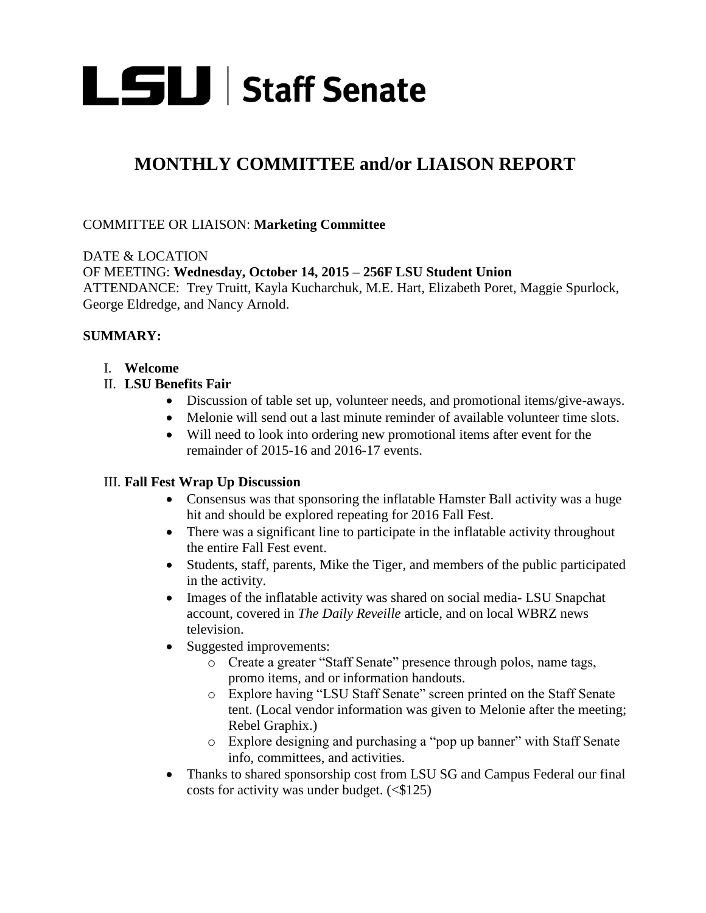# LSU | Staff Senate

## MONTHLY COMMITTEE and/or LIAISON REPORT

COMMITTEE OR LIAISON: **Marketing Committee**

DATE & LOCATION
OF MEETING: **Wednesday, October 14, 2015 – 256F LSU Student Union**
ATTENDANCE: Trey Truitt, Kayla Kucharchuk, M.E. Hart, Elizabeth Poret, Maggie Spurlock, George Eldredge, and Nancy Arnold.

**SUMMARY:**

I. **Welcome**

II. **LSU Benefits Fair**
- Discussion of table set up, volunteer needs, and promotional items/give-aways.
- Melonie will send out a last minute reminder of available volunteer time slots.
- Will need to look into ordering new promotional items after event for the remainder of 2015-16 and 2016-17 events.

III. **Fall Fest Wrap Up Discussion**
- Consensus was that sponsoring the inflatable Hamster Ball activity was a huge hit and should be explored repeating for 2016 Fall Fest.
- There was a significant line to participate in the inflatable activity throughout the entire Fall Fest event.
- Students, staff, parents, Mike the Tiger, and members of the public participated in the activity.
- Images of the inflatable activity was shared on social media- LSU Snapchat account, covered in *The Daily Reveille* article, and on local WBRZ news television.
- Suggested improvements:
  - Create a greater "Staff Senate" presence through polos, name tags, promo items, and or information handouts.
  - Explore having "LSU Staff Senate" screen printed on the Staff Senate tent. (Local vendor information was given to Melonie after the meeting; Rebel Graphix.)
  - Explore designing and purchasing a "pop up banner" with Staff Senate info, committees, and activities.
- Thanks to shared sponsorship cost from LSU SG and Campus Federal our final costs for activity was under budget. (<$125)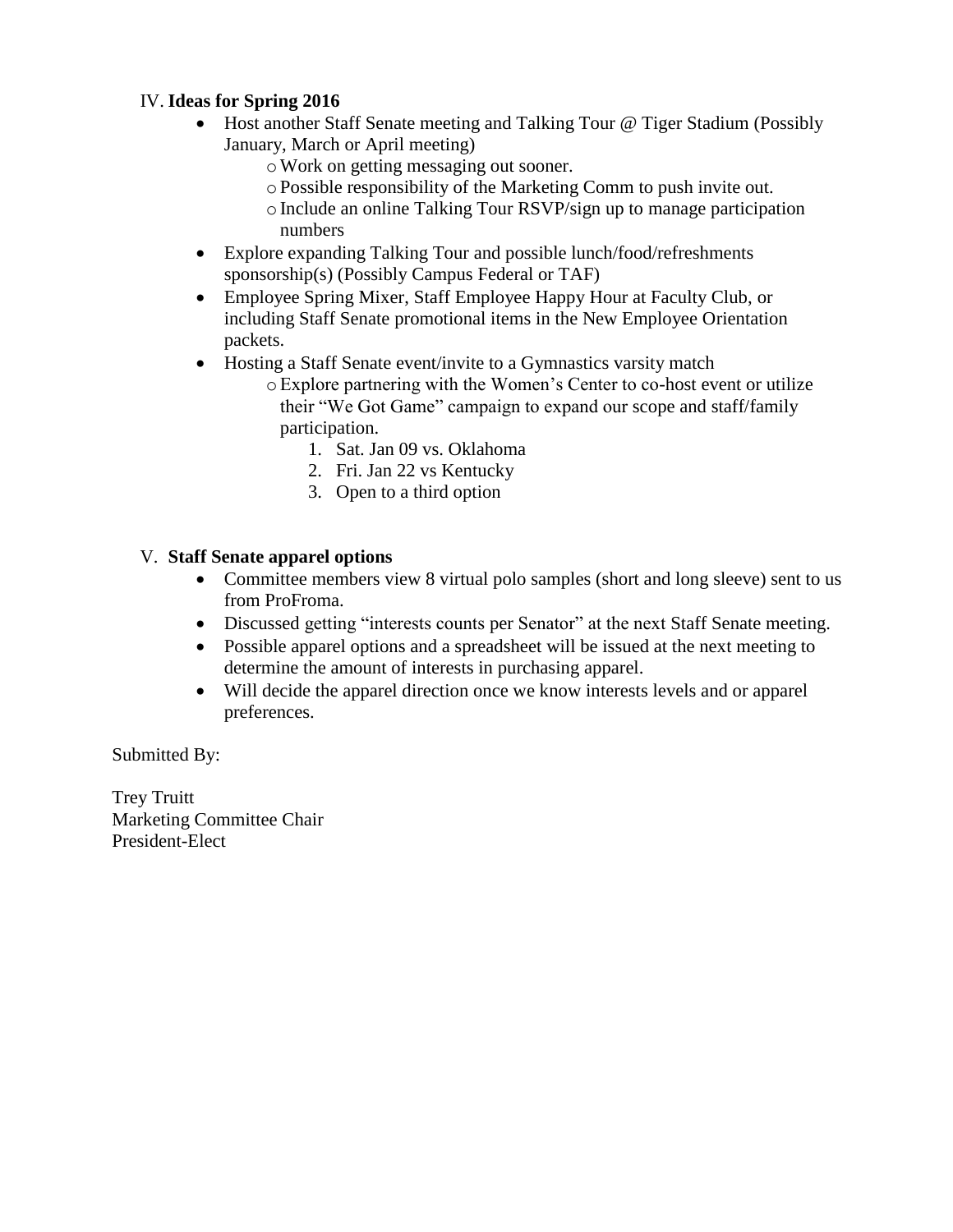## IV. Ideas for Spring 2016

- Host another Staff Senate meeting and Talking Tour @ Tiger Stadium (Possibly January, March or April meeting)
  - Work on getting messaging out sooner.
  - Possible responsibility of the Marketing Comm to push invite out.
  - Include an online Talking Tour RSVP/sign up to manage participation numbers
- Explore expanding Talking Tour and possible lunch/food/refreshments sponsorship(s) (Possibly Campus Federal or TAF)
- Employee Spring Mixer, Staff Employee Happy Hour at Faculty Club, or including Staff Senate promotional items in the New Employee Orientation packets.
- Hosting a Staff Senate event/invite to a Gymnastics varsity match
  - Explore partnering with the Women's Center to co-host event or utilize their "We Got Game" campaign to expand our scope and staff/family participation.
    1. Sat. Jan 09 vs. Oklahoma
    2. Fri. Jan 22 vs Kentucky
    3. Open to a third option

## V. Staff Senate apparel options

- Committee members view 8 virtual polo samples (short and long sleeve) sent to us from ProFroma.
- Discussed getting "interests counts per Senator" at the next Staff Senate meeting.
- Possible apparel options and a spreadsheet will be issued at the next meeting to determine the amount of interests in purchasing apparel.
- Will decide the apparel direction once we know interests levels and or apparel preferences.

Submitted By:

Trey Truitt
Marketing Committee Chair
President-Elect